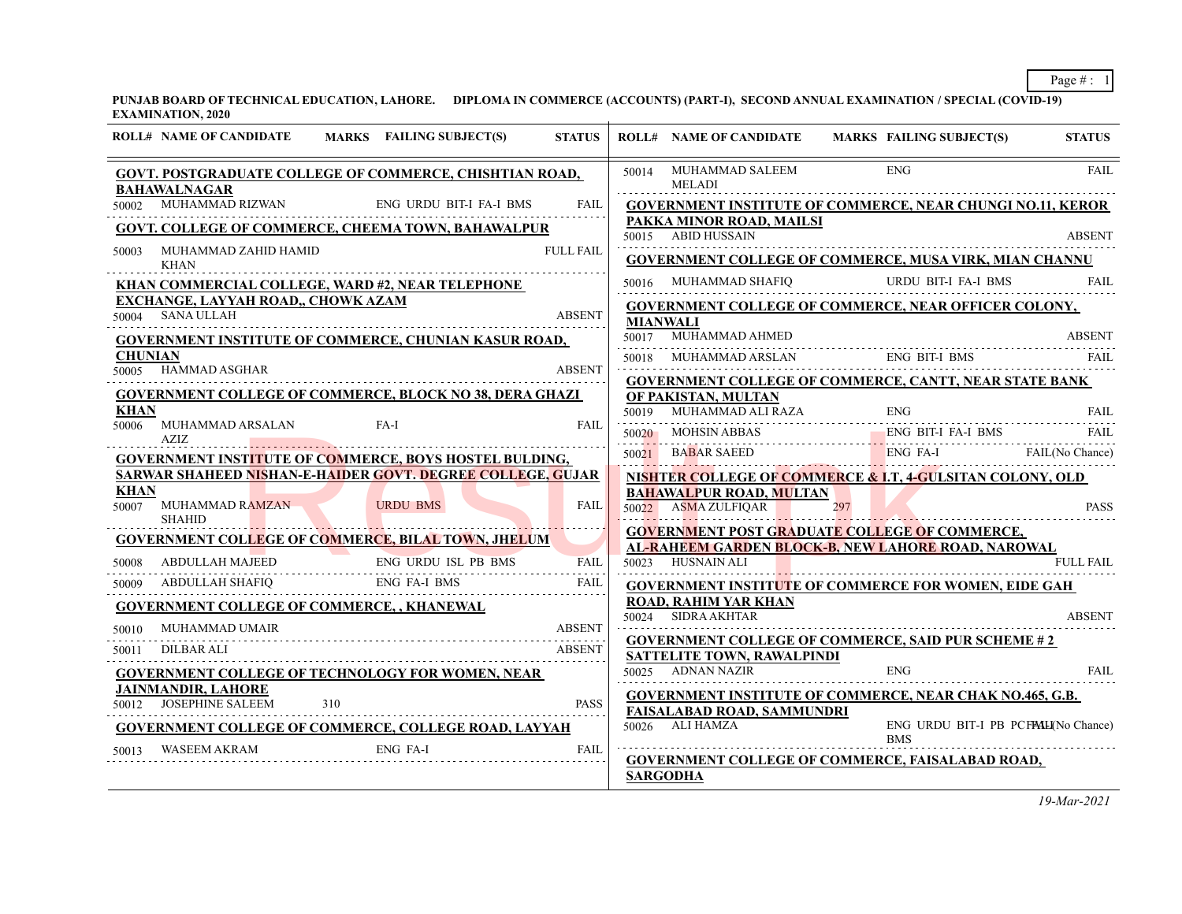**PUNJAB BOARD OF TECHNICAL EDUCATION, LAHORE. DIPLOMA IN COMMERCE (ACCOUNTS) (PART-I), SECOND ANNUAL EXAMINATION / SPECIAL (COVID-19) EXAMINATION, 2020**

| ROLL# | NAME OF CANDIDATE | MARKS | FAILING SUBJECT(S) | STATUS |
|---|---|---|---|---|
| **GOVT. POSTGRADUATE COLLEGE OF COMMERCE, CHISHTIAN ROAD, BAHAWALNAGAR** | | | | |
| 50002 | MUHAMMAD RIZWAN | | ENG URDU BIT-I FA-I BMS | FAIL |
| **GOVT. COLLEGE OF COMMERCE, CHEEMA TOWN, BAHAWALPUR** | | | | |
| 50003 | MUHAMMAD ZAHID HAMID KHAN | | | FULL FAIL |
| **KHAN COMMERCIAL COLLEGE, WARD #2, NEAR TELEPHONE EXCHANGE, LAYYAH ROAD,, CHOWK AZAM** | | | | |
| 50004 | SANA ULLAH | | | ABSENT |
| **GOVERNMENT INSTITUTE OF COMMERCE, CHUNIAN KASUR ROAD, CHUNIAN** | | | | |
| 50005 | HAMMAD ASGHAR | | | ABSENT |
| **GOVERNMENT COLLEGE OF COMMERCE, BLOCK NO 38, DERA GHAZI KHAN** | | | | |
| 50006 | MUHAMMAD ARSALAN AZIZ | | FA-I | FAIL |
| **GOVERNMENT INSTITUTE OF COMMERCE, BOYS HOSTEL BULDING, SARWAR SHAHEED NISHAN-E-HAIDER GOVT. DEGREE COLLEGE, GUJAR KHAN** | | | | |
| 50007 | MUHAMMAD RAMZAN SHAHID | | URDU BMS | FAIL |
| **GOVERNMENT COLLEGE OF COMMERCE, BILAL TOWN, JHELUM** | | | | |
| 50008 | ABDULLAH MAJEED | | ENG URDU ISL PB BMS | FAIL |
| 50009 | ABDULLAH SHAFIQ | | ENG FA-I BMS | FAIL |
| **GOVERNMENT COLLEGE OF COMMERCE, , KHANEWAL** | | | | |
| 50010 | MUHAMMAD UMAIR | | | ABSENT |
| 50011 | DILBAR ALI | | | ABSENT |
| **GOVERNMENT COLLEGE OF TECHNOLOGY FOR WOMEN, NEAR JAINMANDIR, LAHORE** | | | | |
| 50012 | JOSEPHINE SALEEM | 310 | | PASS |
| **GOVERNMENT COLLEGE OF COMMERCE, COLLEGE ROAD, LAYYAH** | | | | |
| 50013 | WASEEM AKRAM | | ENG FA-I | FAIL |
| 50014 | MUHAMMAD SALEEM MELADI | | ENG | FAIL |
| **GOVERNMENT INSTITUTE OF COMMERCE, NEAR CHUNGI NO.11, KEROR PAKKA MINOR ROAD, MAILSI** | | | | |
| 50015 | ABID HUSSAIN | | | ABSENT |
| **GOVERNMENT COLLEGE OF COMMERCE, MUSA VIRK, MIAN CHANNU** | | | | |
| 50016 | MUHAMMAD SHAFIQ | | URDU BIT-I FA-I BMS | FAIL |
| **GOVERNMENT COLLEGE OF COMMERCE, NEAR OFFICER COLONY, MIANWALI** | | | | |
| 50017 | MUHAMMAD AHMED | | | ABSENT |
| 50018 | MUHAMMAD ARSLAN | | ENG BIT-I BMS | FAIL |
| **GOVERNMENT COLLEGE OF COMMERCE, CANTT, NEAR STATE BANK OF PAKISTAN, MULTAN** | | | | |
| 50019 | MUHAMMAD ALI RAZA | | ENG | FAIL |
| 50020 | MOHSIN ABBAS | | ENG BIT-I FA-I BMS | FAIL |
| 50021 | BABAR SAEED | | ENG FA-I | FAIL(No Chance) |
| **NISHTER COLLEGE OF COMMERCE & I.T, 4-GULSITAN COLONY, OLD BAHAWALPUR ROAD, MULTAN** | | | | |
| 50022 | ASMA ZULFIQAR | 297 | | PASS |
| **GOVERNMENT POST GRADUATE COLLEGE OF COMMERCE, AL-RAHEEM GARDEN BLOCK-B, NEW LAHORE ROAD, NAROWAL** | | | | |
| 50023 | HUSNAIN ALI | | | FULL FAIL |
| **GOVERNMENT INSTITUTE OF COMMERCE FOR WOMEN, EIDE GAH ROAD, RAHIM YAR KHAN** | | | | |
| 50024 | SIDRA AKHTAR | | | ABSENT |
| **GOVERNMENT COLLEGE OF COMMERCE, SAID PUR SCHEME # 2 SATTELITE TOWN, RAWALPINDI** | | | | |
| 50025 | ADNAN NAZIR | | ENG | FAIL |
| **GOVERNMENT INSTITUTE OF COMMERCE, NEAR CHAK NO.465, G.B. FAISALABAD ROAD, SAMMUNDRI** | | | | |
| 50026 | ALI HAMZA | | ENG URDU BIT-I PB PC BMS | FAIL(No Chance) |
| **GOVERNMENT COLLEGE OF COMMERCE, FAISALABAD ROAD, SARGODHA** | | | | |

*19-Mar-2021*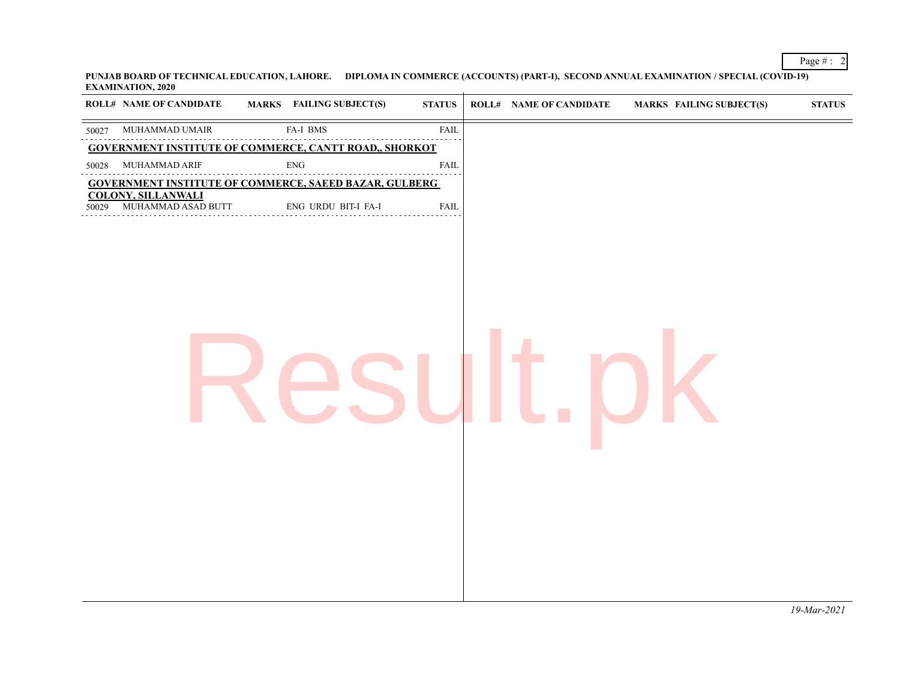**PUNJAB BOARD OF TECHNICAL EDUCATION, LAHORE. DIPLOMA IN COMMERCE (ACCOUNTS) (PART-I), SECOND ANNUAL EXAMINATION / SPECIAL (COVID-19) EXAMINATION, 2020**

| ROLL# | NAME OF CANDIDATE | MARKS | FAILING SUBJECT(S) | STATUS |
|---|---|---|---|---|
| 50027 | MUHAMMAD UMAIR | | FA-I BMS | FAIL |
| **GOVERNMENT INSTITUTE OF COMMERCE, CANTT ROAD,, SHORKOT** | | | | |
| 50028 | MUHAMMAD ARIF | | ENG | FAIL |
| **GOVERNMENT INSTITUTE OF COMMERCE, SAEED BAZAR, GULBERG COLONY, SILLANWALI** | | | | |
| 50029 | MUHAMMAD ASAD BUTT | | ENG URDU BIT-I FA-I | FAIL |

*19-Mar-2021*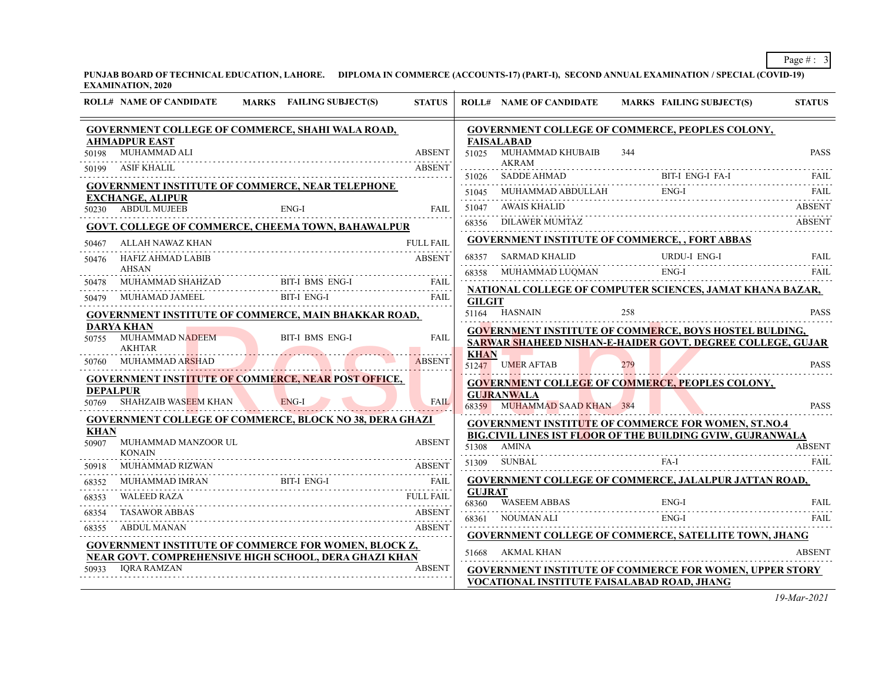**PUNJAB BOARD OF TECHNICAL EDUCATION, LAHORE. DIPLOMA IN COMMERCE (ACCOUNTS-17) (PART-I), SECOND ANNUAL EXAMINATION / SPECIAL (COVID-19) EXAMINATION, 2020**

| ROLL# | NAME OF CANDIDATE | MARKS | FAILING SUBJECT(S) | STATUS |
|---|---|---|---|---|
| **GOVERNMENT COLLEGE OF COMMERCE, SHAHI WALA ROAD, AHMADPUR EAST** | | | | |
| 50198 | MUHAMMAD ALI | | | ABSENT |
| 50199 | ASIF KHALIL | | | ABSENT |
| **GOVERNMENT INSTITUTE OF COMMERCE, NEAR TELEPHONE EXCHANGE, ALIPUR** | | | | |
| 50230 | ABDUL MUJEEB | | ENG-I | FAIL |
| **GOVT. COLLEGE OF COMMERCE, CHEEMA TOWN, BAHAWALPUR** | | | | |
| 50467 | ALLAH NAWAZ KHAN | | | FULL FAIL |
| 50476 | HAFIZ AHMAD LABIB AHSAN | | | ABSENT |
| 50478 | MUHAMMAD SHAHZAD | | BIT-I BMS ENG-I | FAIL |
| 50479 | MUHAMAD JAMEEL | | BIT-I ENG-I | FAIL |
| **GOVERNMENT INSTITUTE OF COMMERCE, MAIN BHAKKAR ROAD, DARYA KHAN** | | | | |
| 50755 | MUHAMMAD NADEEM AKHTAR | | BIT-I BMS ENG-I | FAIL |
| 50760 | MUHAMMAD ARSHAD | | | ABSENT |
| **GOVERNMENT INSTITUTE OF COMMERCE, NEAR POST OFFICE, DEPALPUR** | | | | |
| 50769 | SHAHZAIB WASEEM KHAN | | ENG-I | FAIL |
| **GOVERNMENT COLLEGE OF COMMERCE, BLOCK NO 38, DERA GHAZI KHAN** | | | | |
| 50907 | MUHAMMAD MANZOOR UL KONAIN | | | ABSENT |
| 50918 | MUHAMMAD RIZWAN | | | ABSENT |
| 68352 | MUHAMMAD IMRAN | | BIT-I ENG-I | FAIL |
| 68353 | WALEED RAZA | | | FULL FAIL |
| 68354 | TASAWOR ABBAS | | | ABSENT |
| 68355 | ABDUL MANAN | | | ABSENT |
| **GOVERNMENT INSTITUTE OF COMMERCE FOR WOMEN, BLOCK Z, NEAR GOVT. COMPREHENSIVE HIGH SCHOOL, DERA GHAZI KHAN** | | | | |
| 50933 | IQRA RAMZAN | | | ABSENT |
| **GOVERNMENT COLLEGE OF COMMERCE, PEOPLES COLONY, FAISALABAD** | | | | |
| 51025 | MUHAMMAD KHUBAIB AKRAM | 344 | | PASS |
| 51026 | SADDE AHMAD | | BIT-I ENG-I FA-I | FAIL |
| 51045 | MUHAMMAD ABDULLAH | | ENG-I | FAIL |
| 51047 | AWAIS KHALID | | | ABSENT |
| 68356 | DILAWER MUMTAZ | | | ABSENT |
| **GOVERNMENT INSTITUTE OF COMMERCE, , FORT ABBAS** | | | | |
| 68357 | SARMAD KHALID | | URDU-I ENG-I | FAIL |
| 68358 | MUHAMMAD LUQMAN | | ENG-I | FAIL |
| **NATIONAL COLLEGE OF COMPUTER SCIENCES, JAMAT KHANA BAZAR, GILGIT** | | | | |
| 51164 | HASNAIN | 258 | | PASS |
| **GOVERNMENT INSTITUTE OF COMMERCE, BOYS HOSTEL BULDING, SARWAR SHAHEED NISHAN-E-HAIDER GOVT. DEGREE COLLEGE, GUJAR KHAN** | | | | |
| 51247 | UMER AFTAB | 279 | | PASS |
| **GOVERNMENT COLLEGE OF COMMERCE, PEOPLES COLONY, GUJRANWALA** | | | | |
| 68359 | MUHAMMAD SAAD KHAN | 384 | | PASS |
| **GOVERNMENT INSTITUTE OF COMMERCE FOR WOMEN, ST.NO.4 BIG.CIVIL LINES IST FLOOR OF THE BUILDING GVIW, GUJRANWALA** | | | | |
| 51308 | AMINA | | | ABSENT |
| 51309 | SUNBAL | | FA-I | FAIL |
| **GOVERNMENT COLLEGE OF COMMERCE, JALALPUR JATTAN ROAD, GUJRAT** | | | | |
| 68360 | WASEEM ABBAS | | ENG-I | FAIL |
| 68361 | NOUMAN ALI | | ENG-I | FAIL |
| **GOVERNMENT COLLEGE OF COMMERCE, SATELLITE TOWN, JHANG** | | | | |
| 51668 | AKMAL KHAN | | | ABSENT |
| **GOVERNMENT INSTITUTE OF COMMERCE FOR WOMEN, UPPER STORY VOCATIONAL INSTITUTE FAISALABAD ROAD, JHANG** | | | | |

*19-Mar-2021*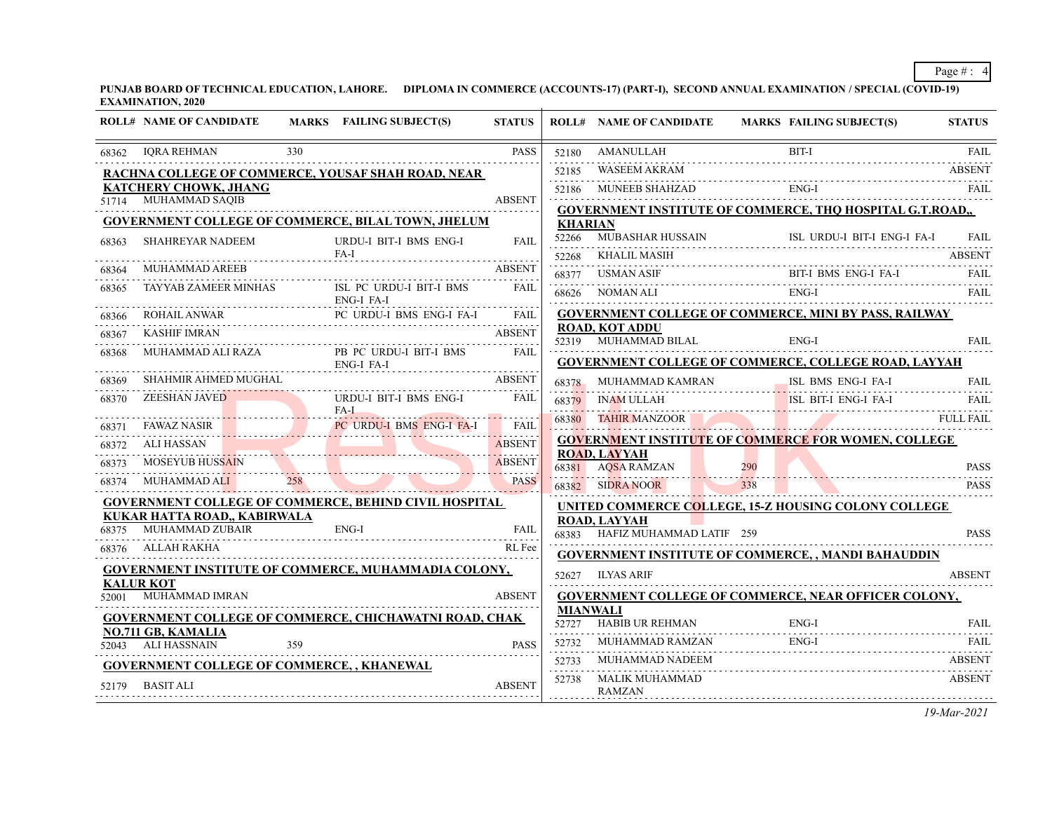PUNJAB BOARD OF TECHNICAL EDUCATION, LAHORE. DIPLOMA IN COMMERCE (ACCOUNTS-17) (PART-I), SECOND ANNUAL EXAMINATION / SPECIAL (COVID-19) EXAMINATION, 2020

| ROLL# | NAME OF CANDIDATE | MARKS | FAILING SUBJECT(S) | STATUS |
|---|---|---|---|---|
| 68362 | IQRA REHMAN | 330 | | PASS |

**RACHNA COLLEGE OF COMMERCE, YOUSAF SHAH ROAD, NEAR KATCHERY CHOWK, JHANG**

| ROLL# | NAME OF CANDIDATE | MARKS | FAILING SUBJECT(S) | STATUS |
|---|---|---|---|---|
| 51714 | MUHAMMAD SAQIB | | | ABSENT |

**GOVERNMENT COLLEGE OF COMMERCE, BILAL TOWN, JHELUM**

| ROLL# | NAME OF CANDIDATE | MARKS | FAILING SUBJECT(S) | STATUS |
|---|---|---|---|---|
| 68363 | SHAHREYAR NADEEM | | URDU-I BIT-I BMS ENG-I FA-I | FAIL |
| 68364 | MUHAMMAD AREEB | | | ABSENT |
| 68365 | TAYYAB ZAMEER MINHAS | | ISL PC URDU-I BIT-I BMS ENG-I FA-I | FAIL |
| 68366 | ROHAIL ANWAR | | PC URDU-I BMS ENG-I FA-I | FAIL |
| 68367 | KASHIF IMRAN | | | ABSENT |
| 68368 | MUHAMMAD ALI RAZA | | PB PC URDU-I BIT-I BMS ENG-I FA-I | FAIL |
| 68369 | SHAHMIR AHMED MUGHAL | | | ABSENT |
| 68370 | ZEESHAN JAVED | | URDU-I BIT-I BMS ENG-I FA-I | FAIL |
| 68371 | FAWAZ NASIR | | PC URDU-I BMS ENG-I FA-I | FAIL |
| 68372 | ALI HASSAN | | | ABSENT |
| 68373 | MOSEYUB HUSSAIN | | | ABSENT |
| 68374 | MUHAMMAD ALI | 258 | | PASS |

**GOVERNMENT COLLEGE OF COMMERCE, BEHIND CIVIL HOSPITAL KUKAR HATTA ROAD,, KABIRWALA**

| ROLL# | NAME OF CANDIDATE | MARKS | FAILING SUBJECT(S) | STATUS |
|---|---|---|---|---|
| 68375 | MUHAMMAD ZUBAIR | | ENG-I | FAIL |
| 68376 | ALLAH RAKHA | | | RL Fee |

**GOVERNMENT INSTITUTE OF COMMERCE, MUHAMMADIA COLONY, KALUR KOT**

| ROLL# | NAME OF CANDIDATE | MARKS | FAILING SUBJECT(S) | STATUS |
|---|---|---|---|---|
| 52001 | MUHAMMAD IMRAN | | | ABSENT |

**GOVERNMENT COLLEGE OF COMMERCE, CHICHAWATNI ROAD, CHAK NO.711 GB, KAMALIA**

| ROLL# | NAME OF CANDIDATE | MARKS | FAILING SUBJECT(S) | STATUS |
|---|---|---|---|---|
| 52043 | ALI HASSNAIN | 359 | | PASS |

**GOVERNMENT COLLEGE OF COMMERCE, , KHANEWAL**

| ROLL# | NAME OF CANDIDATE | MARKS | FAILING SUBJECT(S) | STATUS |
|---|---|---|---|---|
| 52179 | BASIT ALI | | | ABSENT |
| 52180 | AMANULLAH | | BIT-I | FAIL |
| 52185 | WASEEM AKRAM | | | ABSENT |
| 52186 | MUNEEB SHAHZAD | | ENG-I | FAIL |

**GOVERNMENT INSTITUTE OF COMMERCE, THQ HOSPITAL G.T.ROAD,, KHARIAN**

| ROLL# | NAME OF CANDIDATE | MARKS | FAILING SUBJECT(S) | STATUS |
|---|---|---|---|---|
| 52266 | MUBASHAR HUSSAIN | | ISL URDU-I BIT-I ENG-I FA-I | FAIL |
| 52268 | KHALIL MASIH | | | ABSENT |
| 68377 | USMAN ASIF | | BIT-I BMS ENG-I FA-I | FAIL |
| 68626 | NOMAN ALI | | ENG-I | FAIL |

**GOVERNMENT COLLEGE OF COMMERCE, MINI BY PASS, RAILWAY ROAD, KOT ADDU**

| ROLL# | NAME OF CANDIDATE | MARKS | FAILING SUBJECT(S) | STATUS |
|---|---|---|---|---|
| 52319 | MUHAMMAD BILAL | | ENG-I | FAIL |

**GOVERNMENT COLLEGE OF COMMERCE, COLLEGE ROAD, LAYYAH**

| ROLL# | NAME OF CANDIDATE | MARKS | FAILING SUBJECT(S) | STATUS |
|---|---|---|---|---|
| 68378 | MUHAMMAD KAMRAN | | ISL BMS ENG-I FA-I | FAIL |
| 68379 | INAM ULLAH | | ISL BIT-I ENG-I FA-I | FAIL |
| 68380 | TAHIR MANZOOR | | | FULL FAIL |

**GOVERNMENT INSTITUTE OF COMMERCE FOR WOMEN, COLLEGE ROAD, LAYYAH**

| ROLL# | NAME OF CANDIDATE | MARKS | FAILING SUBJECT(S) | STATUS |
|---|---|---|---|---|
| 68381 | AQSA RAMZAN | 290 | | PASS |
| 68382 | SIDRA NOOR | 338 | | PASS |

**UNITED COMMERCE COLLEGE, 15-Z HOUSING COLONY COLLEGE ROAD, LAYYAH**

| ROLL# | NAME OF CANDIDATE | MARKS | FAILING SUBJECT(S) | STATUS |
|---|---|---|---|---|
| 68383 | HAFIZ MUHAMMAD LATIF | 259 | | PASS |

**GOVERNMENT INSTITUTE OF COMMERCE, , MANDI BAHAUDDIN**

| ROLL# | NAME OF CANDIDATE | MARKS | FAILING SUBJECT(S) | STATUS |
|---|---|---|---|---|
| 52627 | ILYAS ARIF | | | ABSENT |

**GOVERNMENT COLLEGE OF COMMERCE, NEAR OFFICER COLONY, MIANWALI**

| ROLL# | NAME OF CANDIDATE | MARKS | FAILING SUBJECT(S) | STATUS |
|---|---|---|---|---|
| 52727 | HABIB UR REHMAN | | ENG-I | FAIL |
| 52732 | MUHAMMAD RAMZAN | | ENG-I | FAIL |
| 52733 | MUHAMMAD NADEEM | | | ABSENT |
| 52738 | MALIK MUHAMMAD RAMZAN | | | ABSENT |

*19-Mar-2021*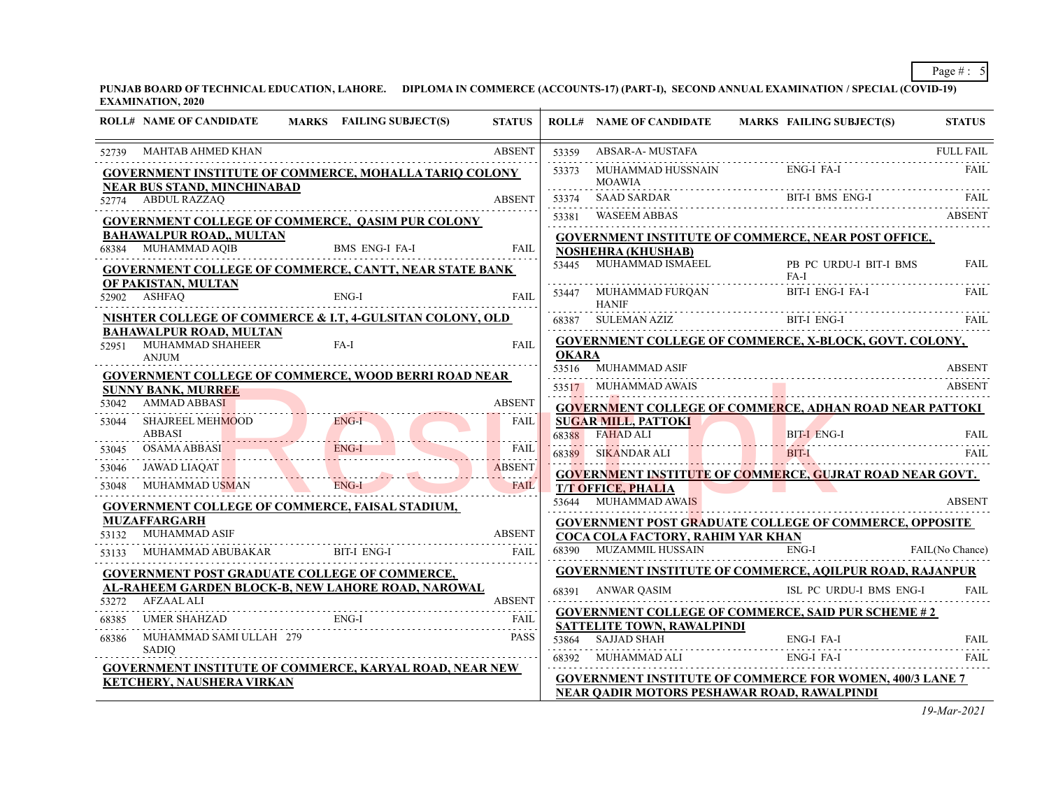**PUNJAB BOARD OF TECHNICAL EDUCATION, LAHORE. DIPLOMA IN COMMERCE (ACCOUNTS-17) (PART-I), SECOND ANNUAL EXAMINATION / SPECIAL (COVID-19) EXAMINATION, 2020**

| ROLL# | NAME OF CANDIDATE | MARKS | FAILING SUBJECT(S) | STATUS |
|---|---|---|---|---|
| 52739 | MAHTAB AHMED KHAN | | | ABSENT |
| **GOVERNMENT INSTITUTE OF COMMERCE, MOHALLA TARIQ COLONY NEAR BUS STAND, MINCHINABAD** | | | | |
| 52774 | ABDUL RAZZAQ | | | ABSENT |
| **GOVERNMENT COLLEGE OF COMMERCE, QASIM PUR COLONY BAHAWALPUR ROAD,, MULTAN** | | | | |
| 68384 | MUHAMMAD AQIB | | BMS ENG-I FA-I | FAIL |
| **GOVERNMENT COLLEGE OF COMMERCE, CANTT, NEAR STATE BANK OF PAKISTAN, MULTAN** | | | | |
| 52902 | ASHFAQ | | ENG-I | FAIL |
| **NISHTER COLLEGE OF COMMERCE & I.T, 4-GULSITAN COLONY, OLD BAHAWALPUR ROAD, MULTAN** | | | | |
| 52951 | MUHAMMAD SHAHEER ANJUM | | FA-I | FAIL |
| **GOVERNMENT COLLEGE OF COMMERCE, WOOD BERRI ROAD NEAR SUNNY BANK, MURREE** | | | | |
| 53042 | AMMAD ABBASI | | | ABSENT |
| 53044 | SHAJREEL MEHMOOD ABBASI | | ENG-I | FAIL |
| 53045 | OSAMA ABBASI | | ENG-I | FAIL |
| 53046 | JAWAD LIAQAT | | | ABSENT |
| 53048 | MUHAMMAD USMAN | | ENG-I | FAIL |
| **GOVERNMENT COLLEGE OF COMMERCE, FAISAL STADIUM, MUZAFFARGARH** | | | | |
| 53132 | MUHAMMAD ASIF | | | ABSENT |
| 53133 | MUHAMMAD ABUBAKAR | | BIT-I ENG-I | FAIL |
| **GOVERNMENT POST GRADUATE COLLEGE OF COMMERCE, AL-RAHEEM GARDEN BLOCK-B, NEW LAHORE ROAD, NAROWAL** | | | | |
| 53272 | AFZAAL ALI | | | ABSENT |
| 68385 | UMER SHAHZAD | | ENG-I | FAIL |
| 68386 | MUHAMMAD SAMI ULLAH SADIQ | 279 | | PASS |
| **GOVERNMENT INSTITUTE OF COMMERCE, KARYAL ROAD, NEAR NEW KETCHERY, NAUSHERA VIRKAN** | | | | |
| 53359 | ABSAR-A- MUSTAFA | | | FULL FAIL |
| 53373 | MUHAMMAD HUSSNAIN MOAWIA | | ENG-I FA-I | FAIL |
| 53374 | SAAD SARDAR | | BIT-I BMS ENG-I | FAIL |
| 53381 | WASEEM ABBAS | | | ABSENT |
| **GOVERNMENT INSTITUTE OF COMMERCE, NEAR POST OFFICE, NOSHEHRA (KHUSHAB)** | | | | |
| 53445 | MUHAMMAD ISMAEEL | | PB PC URDU-I BIT-I BMS FA-I | FAIL |
| 53447 | MUHAMMAD FURQAN HANIF | | BIT-I ENG-I FA-I | FAIL |
| 68387 | SULEMAN AZIZ | | BIT-I ENG-I | FAIL |
| **GOVERNMENT COLLEGE OF COMMERCE, X-BLOCK, GOVT. COLONY, OKARA** | | | | |
| 53516 | MUHAMMAD ASIF | | | ABSENT |
| 53517 | MUHAMMAD AWAIS | | | ABSENT |
| **GOVERNMENT COLLEGE OF COMMERCE, ADHAN ROAD NEAR PATTOKI SUGAR MILL, PATTOKI** | | | | |
| 68388 | FAHAD ALI | | BIT-I ENG-I | FAIL |
| 68389 | SIKANDAR ALI | | BIT-I | FAIL |
| **GOVERNMENT INSTITUTE OF COMMERCE, GUJRAT ROAD NEAR GOVT. T/T OFFICE, PHALIA** | | | | |
| 53644 | MUHAMMAD AWAIS | | | ABSENT |
| **GOVERNMENT POST GRADUATE COLLEGE OF COMMERCE, OPPOSITE COCA COLA FACTORY, RAHIM YAR KHAN** | | | | |
| 68390 | MUZAMMIL HUSSAIN | | ENG-I | FAIL(No Chance) |
| **GOVERNMENT INSTITUTE OF COMMERCE, AQILPUR ROAD, RAJANPUR** | | | | |
| 68391 | ANWAR QASIM | | ISL PC URDU-I BMS ENG-I | FAIL |
| **GOVERNMENT COLLEGE OF COMMERCE, SAID PUR SCHEME # 2 SATTELITE TOWN, RAWALPINDI** | | | | |
| 53864 | SAJJAD SHAH | | ENG-I FA-I | FAIL |
| 68392 | MUHAMMAD ALI | | ENG-I FA-I | FAIL |
| **GOVERNMENT INSTITUTE OF COMMERCE FOR WOMEN, 400/3 LANE 7 NEAR QADIR MOTORS PESHAWAR ROAD, RAWALPINDI** | | | | |

*19-Mar-2021*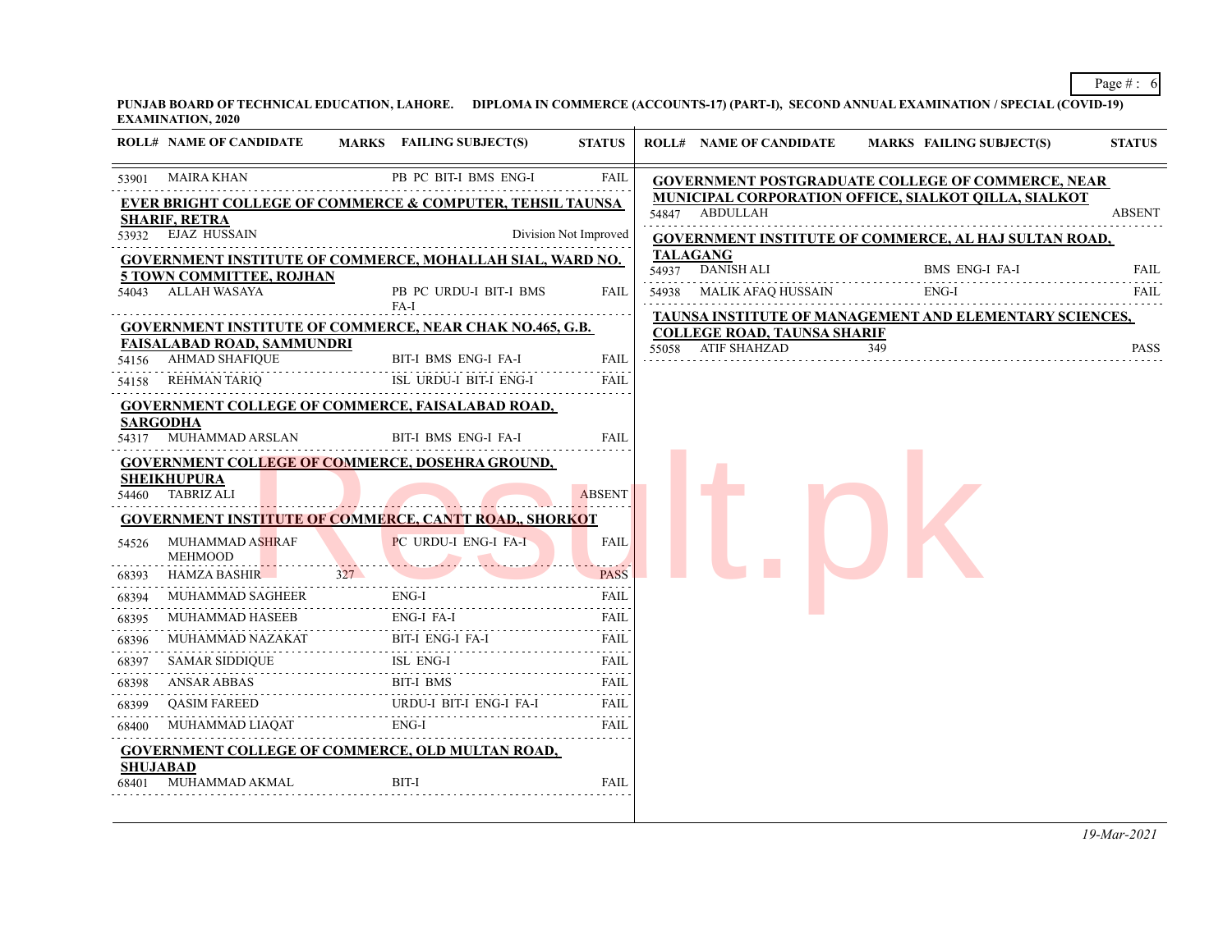**PUNJAB BOARD OF TECHNICAL EDUCATION, LAHORE. DIPLOMA IN COMMERCE (ACCOUNTS-17) (PART-I), SECOND ANNUAL EXAMINATION / SPECIAL (COVID-19) EXAMINATION, 2020**

| ROLL# | NAME OF CANDIDATE | MARKS | FAILING SUBJECT(S) | STATUS |
|---|---|---|---|---|
| 53901 | MAIRA KHAN | | PB PC BIT-I BMS ENG-I | FAIL |
| **EVER BRIGHT COLLEGE OF COMMERCE & COMPUTER, TEHSIL TAUNSA SHARIF, RETRA** | | | | |
| 53932 | EJAZ HUSSAIN | | | Division Not Improved |
| **GOVERNMENT INSTITUTE OF COMMERCE, MOHALLAH SIAL, WARD NO. 5 TOWN COMMITTEE, ROJHAN** | | | | |
| 54043 | ALLAH WASAYA | | PB PC URDU-I BIT-I BMS FA-I | FAIL |
| **GOVERNMENT INSTITUTE OF COMMERCE, NEAR CHAK NO.465, G.B. FAISALABAD ROAD, SAMMUNDRI** | | | | |
| 54156 | AHMAD SHAFIQUE | | BIT-I BMS ENG-I FA-I | FAIL |
| 54158 | REHMAN TARIQ | | ISL URDU-I BIT-I ENG-I | FAIL |
| **GOVERNMENT COLLEGE OF COMMERCE, FAISALABAD ROAD, SARGODHA** | | | | |
| 54317 | MUHAMMAD ARSLAN | | BIT-I BMS ENG-I FA-I | FAIL |
| **GOVERNMENT COLLEGE OF COMMERCE, DOSEHRA GROUND, SHEIKHUPURA** | | | | |
| 54460 | TABRIZ ALI | | | ABSENT |
| **GOVERNMENT INSTITUTE OF COMMERCE, CANTT ROAD,, SHORKOT** | | | | |
| 54526 | MUHAMMAD ASHRAF MEHMOOD | | PC URDU-I ENG-I FA-I | FAIL |
| 68393 | HAMZA BASHIR | 327 | | PASS |
| 68394 | MUHAMMAD SAGHEER | | ENG-I | FAIL |
| 68395 | MUHAMMAD HASEEB | | ENG-I FA-I | FAIL |
| 68396 | MUHAMMAD NAZAKAT | | BIT-I ENG-I FA-I | FAIL |
| 68397 | SAMAR SIDDIQUE | | ISL ENG-I | FAIL |
| 68398 | ANSAR ABBAS | | BIT-I BMS | FAIL |
| 68399 | QASIM FAREED | | URDU-I BIT-I ENG-I FA-I | FAIL |
| 68400 | MUHAMMAD LIAQAT | | ENG-I | FAIL |
| **GOVERNMENT COLLEGE OF COMMERCE, OLD MULTAN ROAD, SHUJABAD** | | | | |
| 68401 | MUHAMMAD AKMAL | | BIT-I | FAIL |
| **GOVERNMENT POSTGRADUATE COLLEGE OF COMMERCE, NEAR MUNICIPAL CORPORATION OFFICE, SIALKOT QILLA, SIALKOT** | | | | |
| 54847 | ABDULLAH | | | ABSENT |
| **GOVERNMENT INSTITUTE OF COMMERCE, AL HAJ SULTAN ROAD, TALAGANG** | | | | |
| 54937 | DANISH ALI | | BMS ENG-I FA-I | FAIL |
| 54938 | MALIK AFAQ HUSSAIN | | ENG-I | FAIL |
| **TAUNSA INSTITUTE OF MANAGEMENT AND ELEMENTARY SCIENCES, COLLEGE ROAD, TAUNSA SHARIF** | | | | |
| 55058 | ATIF SHAHZAD | 349 | | PASS |

*19-Mar-2021*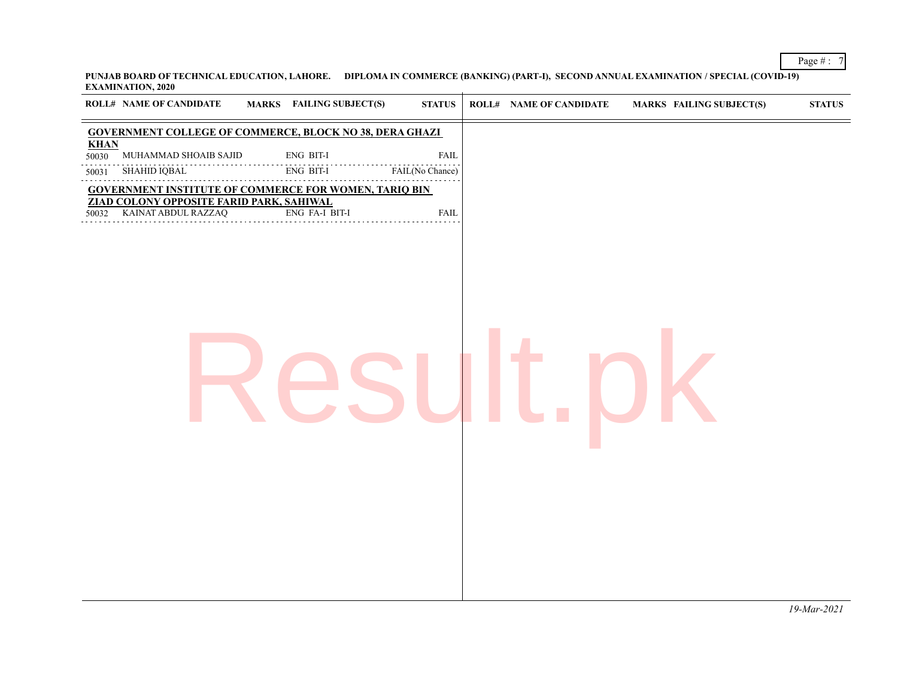**PUNJAB BOARD OF TECHNICAL EDUCATION, LAHORE. DIPLOMA IN COMMERCE (BANKING) (PART-I), SECOND ANNUAL EXAMINATION / SPECIAL (COVID-19) EXAMINATION, 2020**

| ROLL# | NAME OF CANDIDATE | MARKS | FAILING SUBJECT(S) | STATUS |
|---|---|---|---|---|
| **GOVERNMENT COLLEGE OF COMMERCE, BLOCK NO 38, DERA GHAZI KHAN** | | | | |
| 50030 | MUHAMMAD SHOAIB SAJID | | ENG BIT-I | FAIL |
| 50031 | SHAHID IQBAL | | ENG BIT-I | FAIL(No Chance) |
| **GOVERNMENT INSTITUTE OF COMMERCE FOR WOMEN, TARIQ BIN ZIAD COLONY OPPOSITE FARID PARK, SAHIWAL** | | | | |
| 50032 | KAINAT ABDUL RAZZAQ | | ENG FA-I BIT-I | FAIL |

*19-Mar-2021*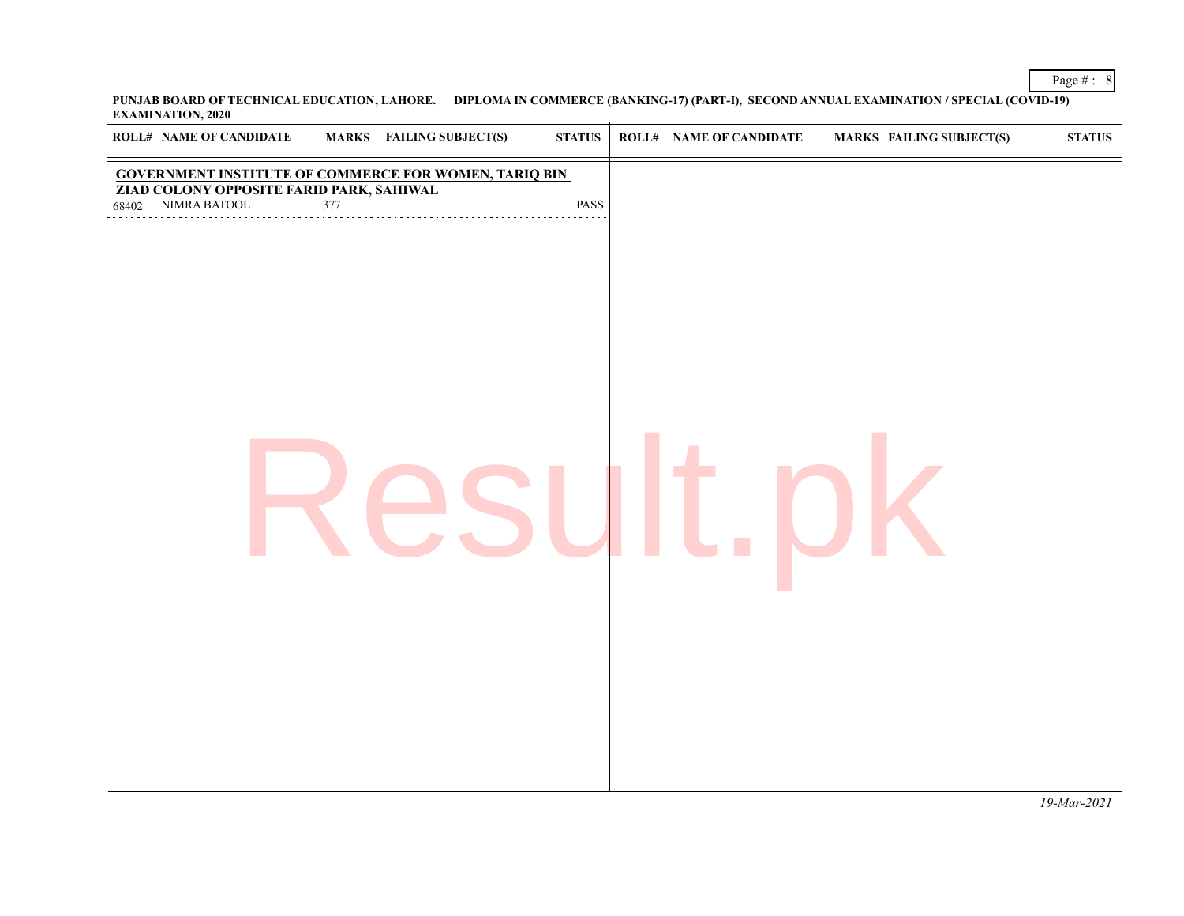**PUNJAB BOARD OF TECHNICAL EDUCATION, LAHORE. DIPLOMA IN COMMERCE (BANKING-17) (PART-I), SECOND ANNUAL EXAMINATION / SPECIAL (COVID-19) EXAMINATION, 2020**

| ROLL# | NAME OF CANDIDATE | MARKS | FAILING SUBJECT(S) | STATUS |
|---|---|---|---|---|
| **GOVERNMENT INSTITUTE OF COMMERCE FOR WOMEN, TARIQ BIN ZIAD COLONY OPPOSITE FARID PARK, SAHIWAL** | | | | |
| 68402 | NIMRA BATOOL | 377 | | PASS |

*19-Mar-2021*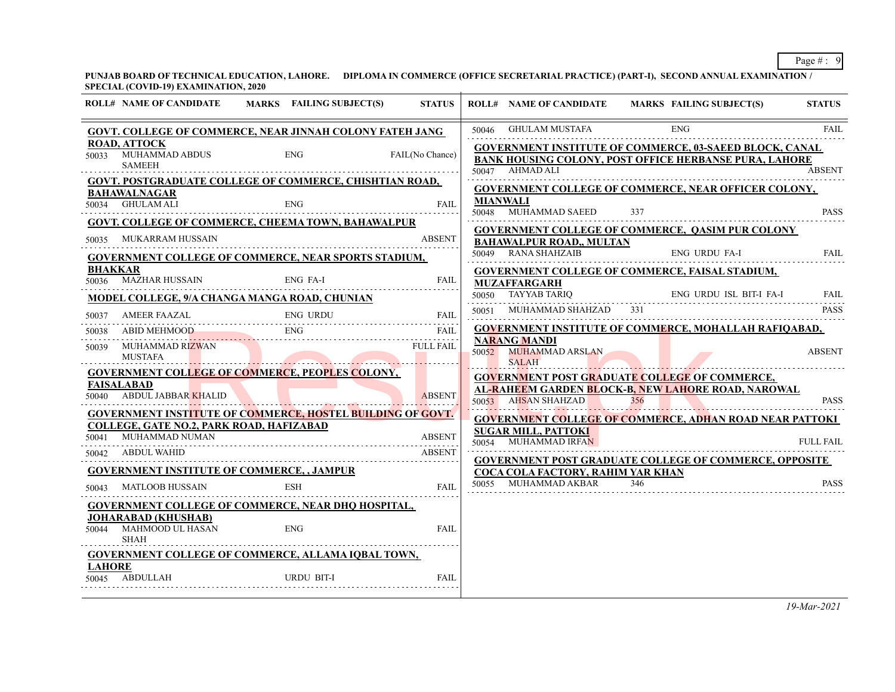**PUNJAB BOARD OF TECHNICAL EDUCATION, LAHORE. DIPLOMA IN COMMERCE (OFFICE SECRETARIAL PRACTICE) (PART-I), SECOND ANNUAL EXAMINATION / SPECIAL (COVID-19) EXAMINATION, 2020**

| ROLL# | NAME OF CANDIDATE | MARKS | FAILING SUBJECT(S) | STATUS |
|---|---|---|---|---|
| **GOVT. COLLEGE OF COMMERCE, NEAR JINNAH COLONY FATEH JANG ROAD, ATTOCK** | | | | |
| 50033 | MUHAMMAD ABDUS SAMEEH | | ENG | FAIL(No Chance) |
| **GOVT. POSTGRADUATE COLLEGE OF COMMERCE, CHISHTIAN ROAD, BAHAWALNAGAR** | | | | |
| 50034 | GHULAM ALI | | ENG | FAIL |
| **GOVT. COLLEGE OF COMMERCE, CHEEMA TOWN, BAHAWALPUR** | | | | |
| 50035 | MUKARRAM HUSSAIN | | | ABSENT |
| **GOVERNMENT COLLEGE OF COMMERCE, NEAR SPORTS STADIUM, BHAKKAR** | | | | |
| 50036 | MAZHAR HUSSAIN | | ENG FA-I | FAIL |
| **MODEL COLLEGE, 9/A CHANGA MANGA ROAD, CHUNIAN** | | | | |
| 50037 | AMEER FAAZAL | | ENG URDU | FAIL |
| 50038 | ABID MEHMOOD | | ENG | FAIL |
| 50039 | MUHAMMAD RIZWAN MUSTAFA | | | FULL FAIL |
| **GOVERNMENT COLLEGE OF COMMERCE, PEOPLES COLONY, FAISALABAD** | | | | |
| 50040 | ABDUL JABBAR KHALID | | | ABSENT |
| **GOVERNMENT INSTITUTE OF COMMERCE, HOSTEL BUILDING OF GOVT. COLLEGE, GATE NO.2, PARK ROAD, HAFIZABAD** | | | | |
| 50041 | MUHAMMAD NUMAN | | | ABSENT |
| 50042 | ABDUL WAHID | | | ABSENT |
| **GOVERNMENT INSTITUTE OF COMMERCE, , JAMPUR** | | | | |
| 50043 | MATLOOB HUSSAIN | | ESH | FAIL |
| **GOVERNMENT COLLEGE OF COMMERCE, NEAR DHQ HOSPITAL, JOHARABAD (KHUSHAB)** | | | | |
| 50044 | MAHMOOD UL HASAN SHAH | | ENG | FAIL |
| **GOVERNMENT COLLEGE OF COMMERCE, ALLAMA IQBAL TOWN, LAHORE** | | | | |
| 50045 | ABDULLAH | | URDU BIT-I | FAIL |
| 50046 | GHULAM MUSTAFA | | ENG | FAIL |
| **GOVERNMENT INSTITUTE OF COMMERCE, 03-SAEED BLOCK, CANAL BANK HOUSING COLONY, POST OFFICE HERBANSE PURA, LAHORE** | | | | |
| 50047 | AHMAD ALI | | | ABSENT |
| **GOVERNMENT COLLEGE OF COMMERCE, NEAR OFFICER COLONY, MIANWALI** | | | | |
| 50048 | MUHAMMAD SAEED | 337 | | PASS |
| **GOVERNMENT COLLEGE OF COMMERCE, QASIM PUR COLONY BAHAWALPUR ROAD,, MULTAN** | | | | |
| 50049 | RANA SHAHZAIB | | ENG URDU FA-I | FAIL |
| **GOVERNMENT COLLEGE OF COMMERCE, FAISAL STADIUM, MUZAFFARGARH** | | | | |
| 50050 | TAYYAB TARIQ | | ENG URDU ISL BIT-I FA-I | FAIL |
| 50051 | MUHAMMAD SHAHZAD | 331 | | PASS |
| **GOVERNMENT INSTITUTE OF COMMERCE, MOHALLAH RAFIQABAD, NARANG MANDI** | | | | |
| 50052 | MUHAMMAD ARSLAN SALAH | | | ABSENT |
| **GOVERNMENT POST GRADUATE COLLEGE OF COMMERCE, AL-RAHEEM GARDEN BLOCK-B, NEW LAHORE ROAD, NAROWAL** | | | | |
| 50053 | AHSAN SHAHZAD | 356 | | PASS |
| **GOVERNMENT COLLEGE OF COMMERCE, ADHAN ROAD NEAR PATTOKI SUGAR MILL, PATTOKI** | | | | |
| 50054 | MUHAMMAD IRFAN | | | FULL FAIL |
| **GOVERNMENT POST GRADUATE COLLEGE OF COMMERCE, OPPOSITE COCA COLA FACTORY, RAHIM YAR KHAN** | | | | |
| 50055 | MUHAMMAD AKBAR | 346 | | PASS |

*19-Mar-2021*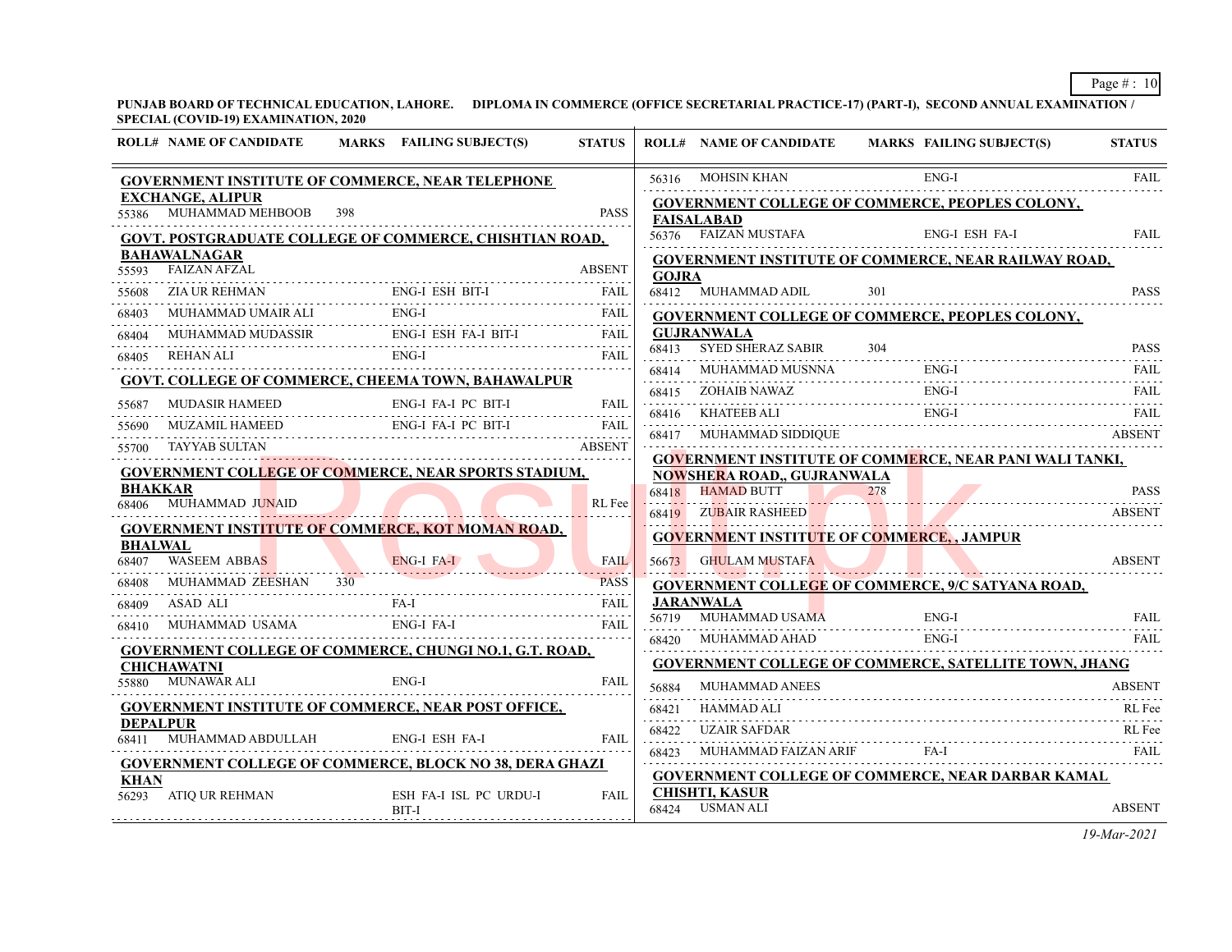PUNJAB BOARD OF TECHNICAL EDUCATION, LAHORE. DIPLOMA IN COMMERCE (OFFICE SECRETARIAL PRACTICE-17) (PART-I), SECOND ANNUAL EXAMINATION / SPECIAL (COVID-19) EXAMINATION, 2020

| ROLL# | NAME OF CANDIDATE | MARKS | FAILING SUBJECT(S) | STATUS |
|---|---|---|---|---|
| **GOVERNMENT INSTITUTE OF COMMERCE, NEAR TELEPHONE EXCHANGE, ALIPUR** | | | | |
| 55386 | MUHAMMAD MEHBOOB | 398 | | PASS |
| **GOVT. POSTGRADUATE COLLEGE OF COMMERCE, CHISHTIAN ROAD, BAHAWALNAGAR** | | | | |
| 55593 | FAIZAN AFZAL | | | ABSENT |
| 55608 | ZIA UR REHMAN | | ENG-I ESH BIT-I | FAIL |
| 68403 | MUHAMMAD UMAIR ALI | | ENG-I | FAIL |
| 68404 | MUHAMMAD MUDASSIR | | ENG-I ESH FA-I BIT-I | FAIL |
| 68405 | REHAN ALI | | ENG-I | FAIL |
| **GOVT. COLLEGE OF COMMERCE, CHEEMA TOWN, BAHAWALPUR** | | | | |
| 55687 | MUDASIR HAMEED | | ENG-I FA-I PC BIT-I | FAIL |
| 55690 | MUZAMIL HAMEED | | ENG-I FA-I PC BIT-I | FAIL |
| 55700 | TAYYAB SULTAN | | | ABSENT |
| **GOVERNMENT COLLEGE OF COMMERCE, NEAR SPORTS STADIUM, BHAKKAR** | | | | |
| 68406 | MUHAMMAD JUNAID | | | RL Fee |
| **GOVERNMENT INSTITUTE OF COMMERCE, KOT MOMAN ROAD, BHALWAL** | | | | |
| 68407 | WASEEM ABBAS | | ENG-I FA-I | FAIL |
| 68408 | MUHAMMAD ZEESHAN | 330 | | PASS |
| 68409 | ASAD ALI | | FA-I | FAIL |
| 68410 | MUHAMMAD USAMA | | ENG-I FA-I | FAIL |
| **GOVERNMENT COLLEGE OF COMMERCE, CHUNGI NO.1, G.T. ROAD, CHICHAWATNI** | | | | |
| 55880 | MUNAWAR ALI | | ENG-I | FAIL |
| **GOVERNMENT INSTITUTE OF COMMERCE, NEAR POST OFFICE, DEPALPUR** | | | | |
| 68411 | MUHAMMAD ABDULLAH | | ENG-I ESH FA-I | FAIL |
| **GOVERNMENT COLLEGE OF COMMERCE, BLOCK NO 38, DERA GHAZI KHAN** | | | | |
| 56293 | ATIQ UR REHMAN | | ESH FA-I ISL PC URDU-I BIT-I | FAIL |
| 56316 | MOHSIN KHAN | | ENG-I | FAIL |
| **GOVERNMENT COLLEGE OF COMMERCE, PEOPLES COLONY, FAISALABAD** | | | | |
| 56376 | FAIZAN MUSTAFA | | ENG-I ESH FA-I | FAIL |
| **GOVERNMENT INSTITUTE OF COMMERCE, NEAR RAILWAY ROAD, GOJRA** | | | | |
| 68412 | MUHAMMAD ADIL | 301 | | PASS |
| **GOVERNMENT COLLEGE OF COMMERCE, PEOPLES COLONY, GUJRANWALA** | | | | |
| 68413 | SYED SHERAZ SABIR | 304 | | PASS |
| 68414 | MUHAMMAD MUSNNA | | ENG-I | FAIL |
| 68415 | ZOHAIB NAWAZ | | ENG-I | FAIL |
| 68416 | KHATEEB ALI | | ENG-I | FAIL |
| 68417 | MUHAMMAD SIDDIQUE | | | ABSENT |
| **GOVERNMENT INSTITUTE OF COMMERCE, NEAR PANI WALI TANKI, NOWSHERA ROAD,, GUJRANWALA** | | | | |
| 68418 | HAMAD BUTT | 278 | | PASS |
| 68419 | ZUBAIR RASHEED | | | ABSENT |
| **GOVERNMENT INSTITUTE OF COMMERCE, , JAMPUR** | | | | |
| 56673 | GHULAM MUSTAFA | | | ABSENT |
| **GOVERNMENT COLLEGE OF COMMERCE, 9/C SATYANA ROAD, JARANWALA** | | | | |
| 56719 | MUHAMMAD USAMA | | ENG-I | FAIL |
| 68420 | MUHAMMAD AHAD | | ENG-I | FAIL |
| **GOVERNMENT COLLEGE OF COMMERCE, SATELLITE TOWN, JHANG** | | | | |
| 56884 | MUHAMMAD ANEES | | | ABSENT |
| 68421 | HAMMAD ALI | | | RL Fee |
| 68422 | UZAIR SAFDAR | | | RL Fee |
| 68423 | MUHAMMAD FAIZAN ARIF | | FA-I | FAIL |
| **GOVERNMENT COLLEGE OF COMMERCE, NEAR DARBAR KAMAL CHISHTI, KASUR** | | | | |
| 68424 | USMAN ALI | | | ABSENT |

*19-Mar-2021*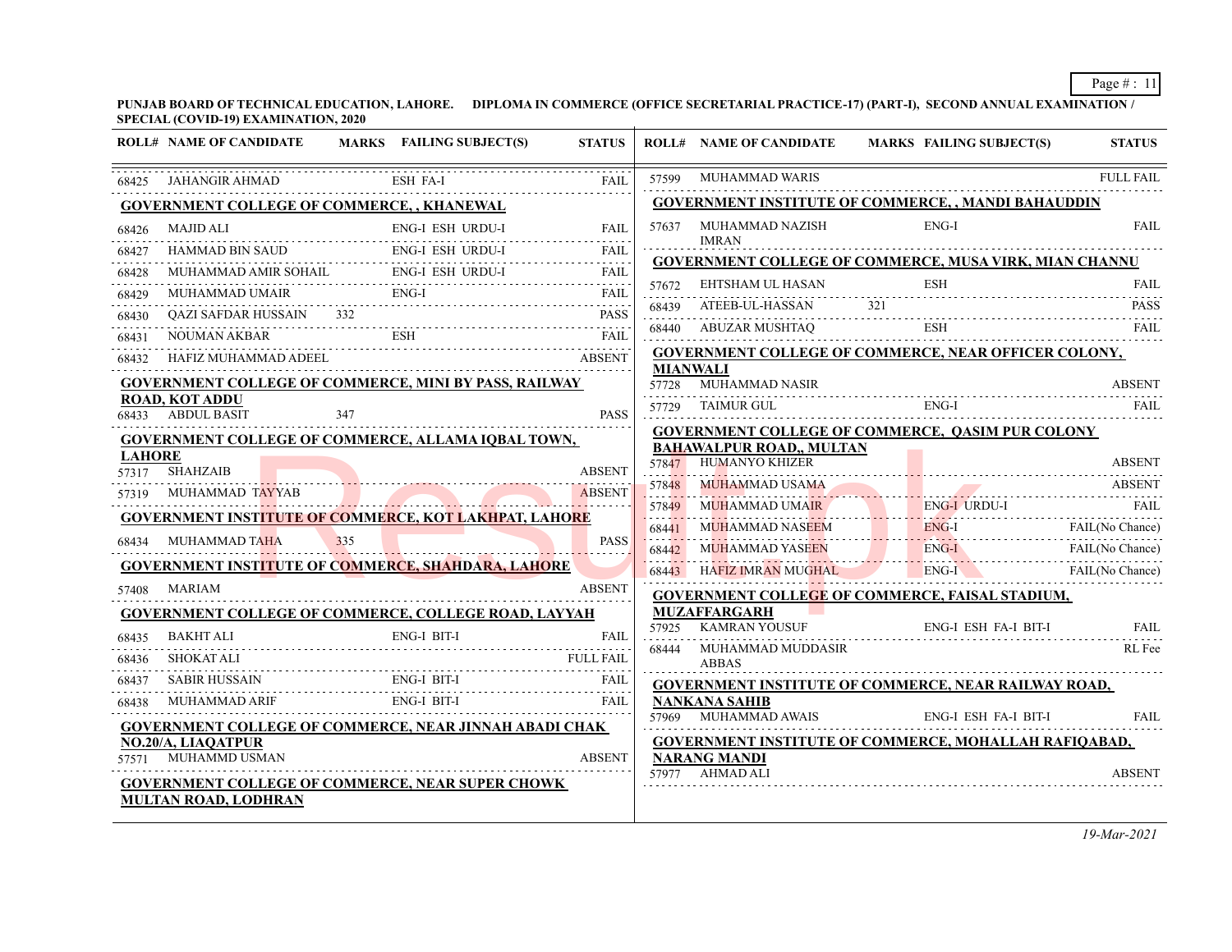**PUNJAB BOARD OF TECHNICAL EDUCATION, LAHORE. DIPLOMA IN COMMERCE (OFFICE SECRETARIAL PRACTICE-17) (PART-I), SECOND ANNUAL EXAMINATION / SPECIAL (COVID-19) EXAMINATION, 2020**

| ROLL# | NAME OF CANDIDATE | MARKS | FAILING SUBJECT(S) | STATUS |
|---|---|---|---|---|
| 68425 | JAHANGIR AHMAD | | ESH FA-I | FAIL |
| **GOVERNMENT COLLEGE OF COMMERCE, , KHANEWAL** | | | | |
| 68426 | MAJID ALI | | ENG-I ESH URDU-I | FAIL |
| 68427 | HAMMAD BIN SAUD | | ENG-I ESH URDU-I | FAIL |
| 68428 | MUHAMMAD AMIR SOHAIL | | ENG-I ESH URDU-I | FAIL |
| 68429 | MUHAMMAD UMAIR | | ENG-I | FAIL |
| 68430 | QAZI SAFDAR HUSSAIN | 332 | | PASS |
| 68431 | NOUMAN AKBAR | | ESH | FAIL |
| 68432 | HAFIZ MUHAMMAD ADEEL | | | ABSENT |
| **GOVERNMENT COLLEGE OF COMMERCE, MINI BY PASS, RAILWAY ROAD, KOT ADDU** | | | | |
| 68433 | ABDUL BASIT | 347 | | PASS |
| **GOVERNMENT COLLEGE OF COMMERCE, ALLAMA IQBAL TOWN, LAHORE** | | | | |
| 57317 | SHAHZAIB | | | ABSENT |
| 57319 | MUHAMMAD TAYYAB | | | ABSENT |
| **GOVERNMENT INSTITUTE OF COMMERCE, KOT LAKHPAT, LAHORE** | | | | |
| 68434 | MUHAMMAD TAHA | 335 | | PASS |
| **GOVERNMENT INSTITUTE OF COMMERCE, SHAHDARA, LAHORE** | | | | |
| 57408 | MARIAM | | | ABSENT |
| **GOVERNMENT COLLEGE OF COMMERCE, COLLEGE ROAD, LAYYAH** | | | | |
| 68435 | BAKHT ALI | | ENG-I BIT-I | FAIL |
| 68436 | SHOKAT ALI | | | FULL FAIL |
| 68437 | SABIR HUSSAIN | | ENG-I BIT-I | FAIL |
| 68438 | MUHAMMAD ARIF | | ENG-I BIT-I | FAIL |
| **GOVERNMENT COLLEGE OF COMMERCE, NEAR JINNAH ABADI CHAK NO.20/A, LIAQATPUR** | | | | |
| 57571 | MUHAMMD USMAN | | | ABSENT |
| **GOVERNMENT COLLEGE OF COMMERCE, NEAR SUPER CHOWK MULTAN ROAD, LODHRAN** | | | | |
| 57599 | MUHAMMAD WARIS | | | FULL FAIL |
| **GOVERNMENT INSTITUTE OF COMMERCE, , MANDI BAHAUDDIN** | | | | |
| 57637 | MUHAMMAD NAZISH IMRAN | | ENG-I | FAIL |
| **GOVERNMENT COLLEGE OF COMMERCE, MUSA VIRK, MIAN CHANNU** | | | | |
| 57672 | EHTSHAM UL HASAN | | ESH | FAIL |
| 68439 | ATEEB-UL-HASSAN | 321 | | PASS |
| 68440 | ABUZAR MUSHTAQ | | ESH | FAIL |
| **GOVERNMENT COLLEGE OF COMMERCE, NEAR OFFICER COLONY, MIANWALI** | | | | |
| 57728 | MUHAMMAD NASIR | | | ABSENT |
| 57729 | TAIMUR GUL | | ENG-I | FAIL |
| **GOVERNMENT COLLEGE OF COMMERCE, QASIM PUR COLONY BAHAWALPUR ROAD,, MULTAN** | | | | |
| 57847 | HUMANYO KHIZER | | | ABSENT |
| 57848 | MUHAMMAD USAMA | | | ABSENT |
| 57849 | MUHAMMAD UMAIR | | ENG-I URDU-I | FAIL |
| 68441 | MUHAMMAD NASEEM | | ENG-I | FAIL(No Chance) |
| 68442 | MUHAMMAD YASEEN | | ENG-I | FAIL(No Chance) |
| 68443 | HAFIZ IMRAN MUGHAL | | ENG-I | FAIL(No Chance) |
| **GOVERNMENT COLLEGE OF COMMERCE, FAISAL STADIUM, MUZAFFARGARH** | | | | |
| 57925 | KAMRAN YOUSUF | | ENG-I ESH FA-I BIT-I | FAIL |
| 68444 | MUHAMMAD MUDDASIR ABBAS | | | RL Fee |
| **GOVERNMENT INSTITUTE OF COMMERCE, NEAR RAILWAY ROAD, NANKANA SAHIB** | | | | |
| 57969 | MUHAMMAD AWAIS | | ENG-I ESH FA-I BIT-I | FAIL |
| **GOVERNMENT INSTITUTE OF COMMERCE, MOHALLAH RAFIQABAD, NARANG MANDI** | | | | |
| 57977 | AHMAD ALI | | | ABSENT |

*19-Mar-2021*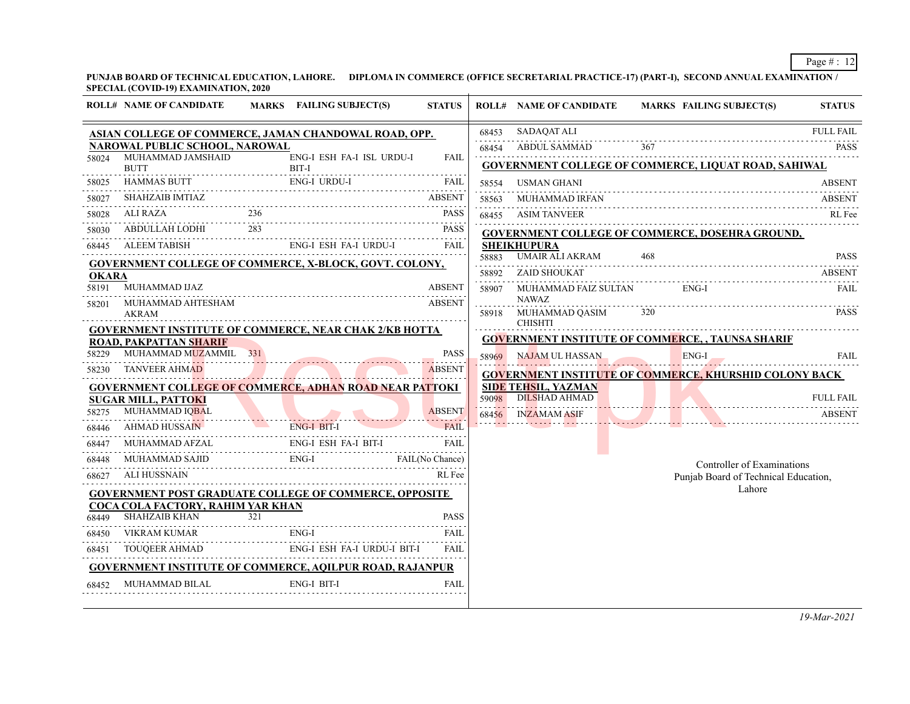PUNJAB BOARD OF TECHNICAL EDUCATION, LAHORE. DIPLOMA IN COMMERCE (OFFICE SECRETARIAL PRACTICE-17) (PART-I), SECOND ANNUAL EXAMINATION / SPECIAL (COVID-19) EXAMINATION, 2020

| ROLL# | NAME OF CANDIDATE | MARKS | FAILING SUBJECT(S) | STATUS |
|---|---|---|---|---|
| **ASIAN COLLEGE OF COMMERCE, JAMAN CHANDOWAL ROAD, OPP. NAROWAL PUBLIC SCHOOL, NAROWAL** | | | | |
| 58024 | MUHAMMAD JAMSHAID BUTT | | ENG-I ESH FA-I ISL URDU-I BIT-I | FAIL |
| 58025 | HAMMAS BUTT | | ENG-I URDU-I | FAIL |
| 58027 | SHAHZAIB IMTIAZ | | | ABSENT |
| 58028 | ALI RAZA | 236 | | PASS |
| 58030 | ABDULLAH LODHI | 283 | | PASS |
| 68445 | ALEEM TABISH | | ENG-I ESH FA-I URDU-I | FAIL |
| **GOVERNMENT COLLEGE OF COMMERCE, X-BLOCK, GOVT. COLONY, OKARA** | | | | |
| 58191 | MUHAMMAD IJAZ | | | ABSENT |
| 58201 | MUHAMMAD AHTESHAM AKRAM | | | ABSENT |
| **GOVERNMENT INSTITUTE OF COMMERCE, NEAR CHAK 2/KB HOTTA ROAD, PAKPATTAN SHARIF** | | | | |
| 58229 | MUHAMMAD MUZAMMIL | 331 | | PASS |
| 58230 | TANVEER AHMAD | | | ABSENT |
| **GOVERNMENT COLLEGE OF COMMERCE, ADHAN ROAD NEAR PATTOKI SUGAR MILL, PATTOKI** | | | | |
| 58275 | MUHAMMAD IQBAL | | | ABSENT |
| 68446 | AHMAD HUSSAIN | | ENG-I BIT-I | FAIL |
| 68447 | MUHAMMAD AFZAL | | ENG-I ESH FA-I BIT-I | FAIL |
| 68448 | MUHAMMAD SAJID | | ENG-I | FAIL(No Chance) |
| 68627 | ALI HUSSNAIN | | | RL Fee |
| **GOVERNMENT POST GRADUATE COLLEGE OF COMMERCE, OPPOSITE COCA COLA FACTORY, RAHIM YAR KHAN** | | | | |
| 68449 | SHAHZAIB KHAN | 321 | | PASS |
| 68450 | VIKRAM KUMAR | | ENG-I | FAIL |
| 68451 | TOUQEER AHMAD | | ENG-I ESH FA-I URDU-I BIT-I | FAIL |
| **GOVERNMENT INSTITUTE OF COMMERCE, AQILPUR ROAD, RAJANPUR** | | | | |
| 68452 | MUHAMMAD BILAL | | ENG-I BIT-I | FAIL |
| 68453 | SADAQAT ALI | | | FULL FAIL |
| 68454 | ABDUL SAMMAD | 367 | | PASS |
| **GOVERNMENT COLLEGE OF COMMERCE, LIQUAT ROAD, SAHIWAL** | | | | |
| 58554 | USMAN GHANI | | | ABSENT |
| 58563 | MUHAMMAD IRFAN | | | ABSENT |
| 68455 | ASIM TANVEER | | | RL Fee |
| **GOVERNMENT COLLEGE OF COMMERCE, DOSEHRA GROUND, SHEIKHUPURA** | | | | |
| 58883 | UMAIR ALI AKRAM | 468 | | PASS |
| 58892 | ZAID SHOUKAT | | | ABSENT |
| 58907 | MUHAMMAD FAIZ SULTAN NAWAZ | | ENG-I | FAIL |
| 58918 | MUHAMMAD QASIM CHISHTI | 320 | | PASS |
| **GOVERNMENT INSTITUTE OF COMMERCE, , TAUNSA SHARIF** | | | | |
| 58969 | NAJAM UL HASSAN | | ENG-I | FAIL |
| **GOVERNMENT INSTITUTE OF COMMERCE, KHURSHID COLONY BACK SIDE TEHSIL, YAZMAN** | | | | |
| 59098 | DILSHAD AHMAD | | | FULL FAIL |
| 68456 | INZAMAM ASIF | | | ABSENT |

Controller of Examinations
Punjab Board of Technical Education,
Lahore

*19-Mar-2021*